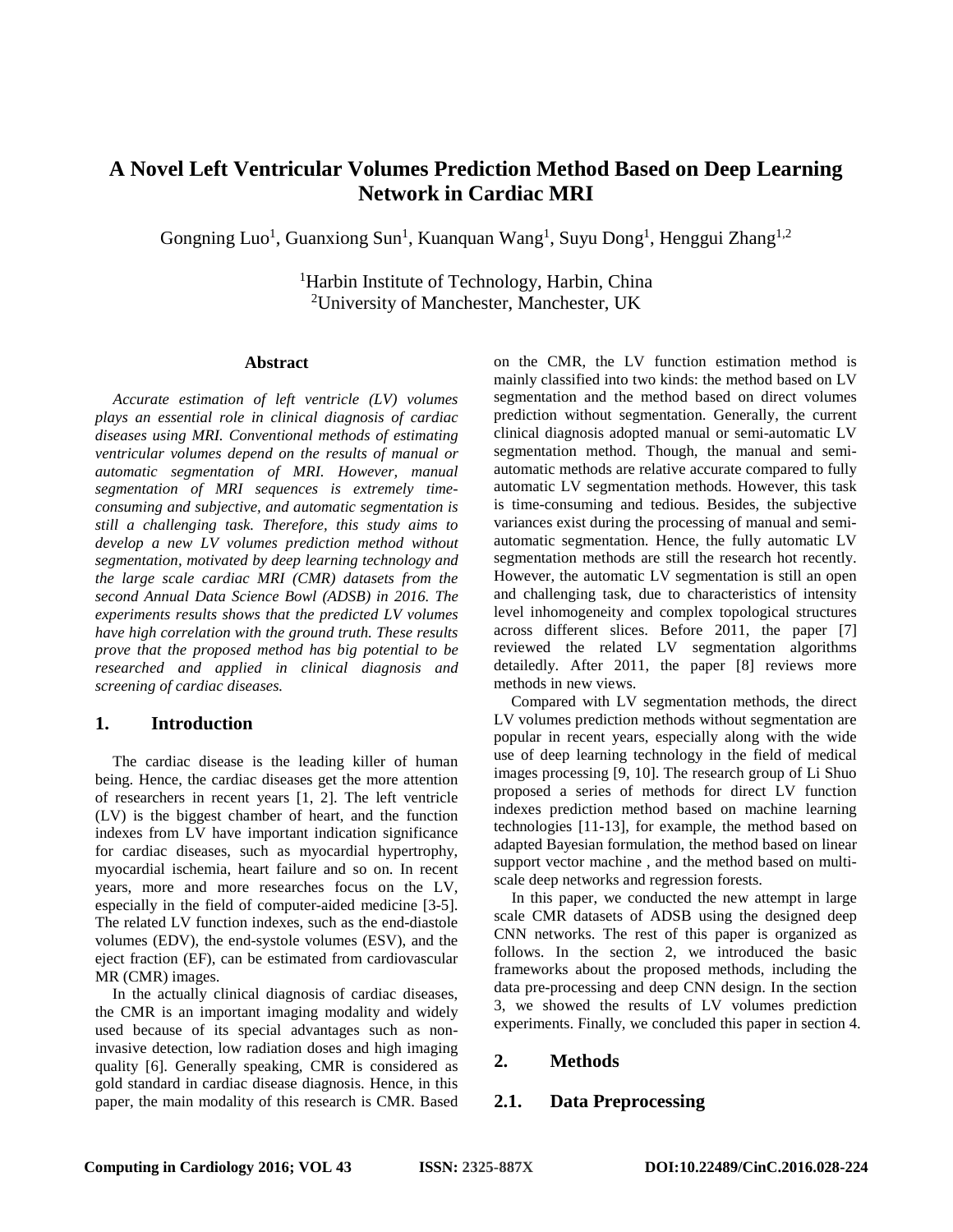# A Novel Left Ventricular Volumes Prediction Method Based on Deep Learning Network in Cardiac MRI

Gongning Luo[1], Guanxiong Sun[1], Kuanquan Wang[1], Suyu Dong[1], Henggui Zhang[1,2]

[1]Harbin Institute of Technology, Harbin, China
[2]University of Manchester, Manchester, UK

### Abstract

*Accurate estimation of left ventricle (LV) volumes plays an essential role in clinical diagnosis of cardiac diseases using MRI. Conventional methods of estimating ventricular volumes depend on the results of manual or automatic segmentation of MRI. However, manual segmentation of MRI sequences is extremely time-consuming and subjective, and automatic segmentation is still a challenging task. Therefore, this study aims to develop a new LV volumes prediction method without segmentation, motivated by deep learning technology and the large scale cardiac MRI (CMR) datasets from the second Annual Data Science Bowl (ADSB) in 2016. The experiments results shows that the predicted LV volumes have high correlation with the ground truth. These results prove that the proposed method has big potential to be researched and applied in clinical diagnosis and screening of cardiac diseases.*

## 1. Introduction

The cardiac disease is the leading killer of human being. Hence, the cardiac diseases get the more attention of researchers in recent years [1, 2]. The left ventricle (LV) is the biggest chamber of heart, and the function indexes from LV have important indication significance for cardiac diseases, such as myocardial hypertrophy, myocardial ischemia, heart failure and so on. In recent years, more and more researches focus on the LV, especially in the field of computer-aided medicine [3-5]. The related LV function indexes, such as the end-diastole volumes (EDV), the end-systole volumes (ESV), and the eject fraction (EF), can be estimated from cardiovascular MR (CMR) images.

In the actually clinical diagnosis of cardiac diseases, the CMR is an important imaging modality and widely used because of its special advantages such as non-invasive detection, low radiation doses and high imaging quality [6]. Generally speaking, CMR is considered as gold standard in cardiac disease diagnosis. Hence, in this paper, the main modality of this research is CMR. Based on the CMR, the LV function estimation method is mainly classified into two kinds: the method based on LV segmentation and the method based on direct volumes prediction without segmentation. Generally, the current clinical diagnosis adopted manual or semi-automatic LV segmentation method. Though, the manual and semi-automatic methods are relative accurate compared to fully automatic LV segmentation methods. However, this task is time-consuming and tedious. Besides, the subjective variances exist during the processing of manual and semi-automatic segmentation. Hence, the fully automatic LV segmentation methods are still the research hot recently. However, the automatic LV segmentation is still an open and challenging task, due to characteristics of intensity level inhomogeneity and complex topological structures across different slices. Before 2011, the paper [7] reviewed the related LV segmentation algorithms detailedly. After 2011, the paper [8] reviews more methods in new views.

Compared with LV segmentation methods, the direct LV volumes prediction methods without segmentation are popular in recent years, especially along with the wide use of deep learning technology in the field of medical images processing [9, 10]. The research group of Li Shuo proposed a series of methods for direct LV function indexes prediction method based on machine learning technologies [11-13], for example, the method based on adapted Bayesian formulation, the method based on linear support vector machine , and the method based on multi-scale deep networks and regression forests.

In this paper, we conducted the new attempt in large scale CMR datasets of ADSB using the designed deep CNN networks. The rest of this paper is organized as follows. In the section 2, we introduced the basic frameworks about the proposed methods, including the data pre-processing and deep CNN design. In the section 3, we showed the results of LV volumes prediction experiments. Finally, we concluded this paper in section 4.

## 2. Methods

### 2.1. Data Preprocessing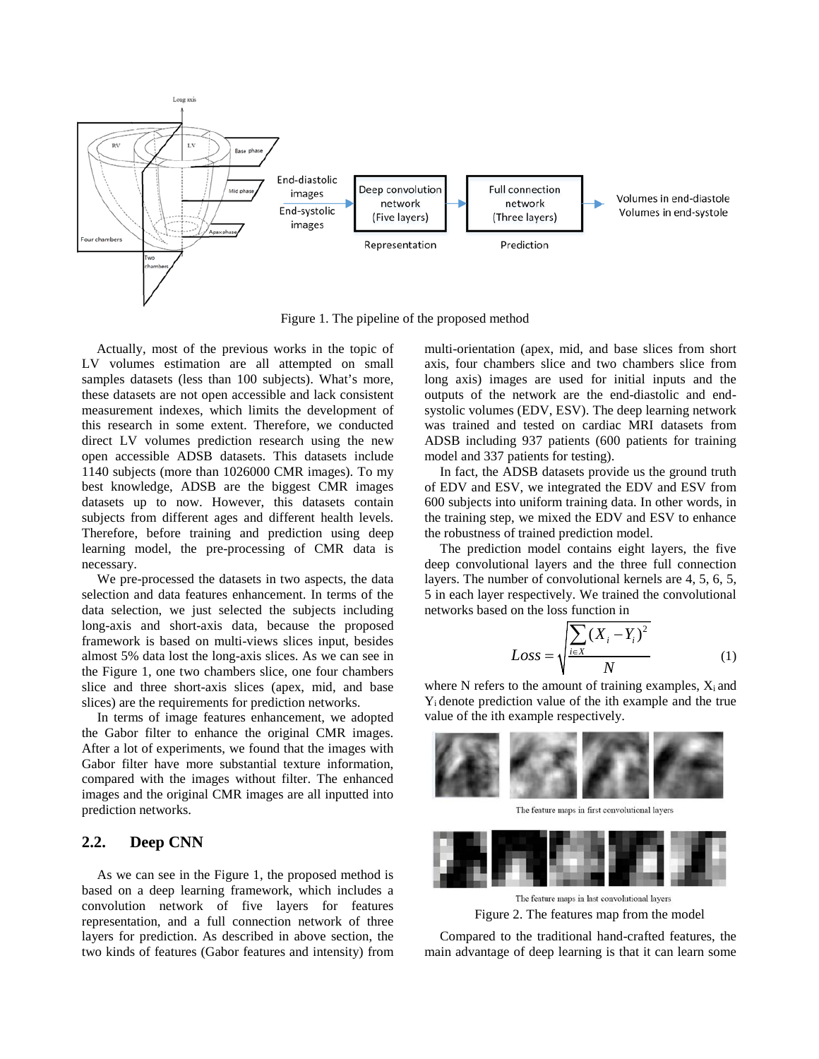Figure 1. The pipeline of the proposed method

Actually, most of the previous works in the topic of LV volumes estimation are all attempted on small samples datasets (less than 100 subjects). What's more, these datasets are not open accessible and lack consistent measurement indexes, which limits the development of this research in some extent. Therefore, we conducted direct LV volumes prediction research using the new open accessible ADSB datasets. This datasets include 1140 subjects (more than 1026000 CMR images). To my best knowledge, ADSB are the biggest CMR images datasets up to now. However, this datasets contain subjects from different ages and different health levels. Therefore, before training and prediction using deep learning model, the pre-processing of CMR data is necessary.

We pre-processed the datasets in two aspects, the data selection and data features enhancement. In terms of the data selection, we just selected the subjects including long-axis and short-axis data, because the proposed framework is based on multi-views slices input, besides almost 5% data lost the long-axis slices. As we can see in the Figure 1, one two chambers slice, one four chambers slice and three short-axis slices (apex, mid, and base slices) are the requirements for prediction networks.

In terms of image features enhancement, we adopted the Gabor filter to enhance the original CMR images. After a lot of experiments, we found that the images with Gabor filter have more substantial texture information, compared with the images without filter. The enhanced images and the original CMR images are all inputted into prediction networks.

## 2.2. Deep CNN

As we can see in the Figure 1, the proposed method is based on a deep learning framework, which includes a convolution network of five layers for features representation, and a full connection network of three layers for prediction. As described in above section, the two kinds of features (Gabor features and intensity) from multi-orientation (apex, mid, and base slices from short axis, four chambers slice and two chambers slice from long axis) images are used for initial inputs and the outputs of the network are the end-diastolic and end-systolic volumes (EDV, ESV). The deep learning network was trained and tested on cardiac MRI datasets from ADSB including 937 patients (600 patients for training model and 337 patients for testing).

In fact, the ADSB datasets provide us the ground truth of EDV and ESV, we integrated the EDV and ESV from 600 subjects into uniform training data. In other words, in the training step, we mixed the EDV and ESV to enhance the robustness of trained prediction model.

The prediction model contains eight layers, the five deep convolutional layers and the three full connection layers. The number of convolutional kernels are 4, 5, 6, 5, 5 in each layer respectively. We trained the convolutional networks based on the loss function in

$$Loss = \sqrt{\frac{\sum_{i \in X} (X_i - Y_i)^2}{N}} \tag{1}$$

where N refers to the amount of training examples, $X_i$ and $Y_i$ denote prediction value of the ith example and the true value of the ith example respectively.

The feature maps in first convolutional layers

The feature maps in last convolutional layers

Figure 2. The features map from the model

Compared to the traditional hand-crafted features, the main advantage of deep learning is that it can learn some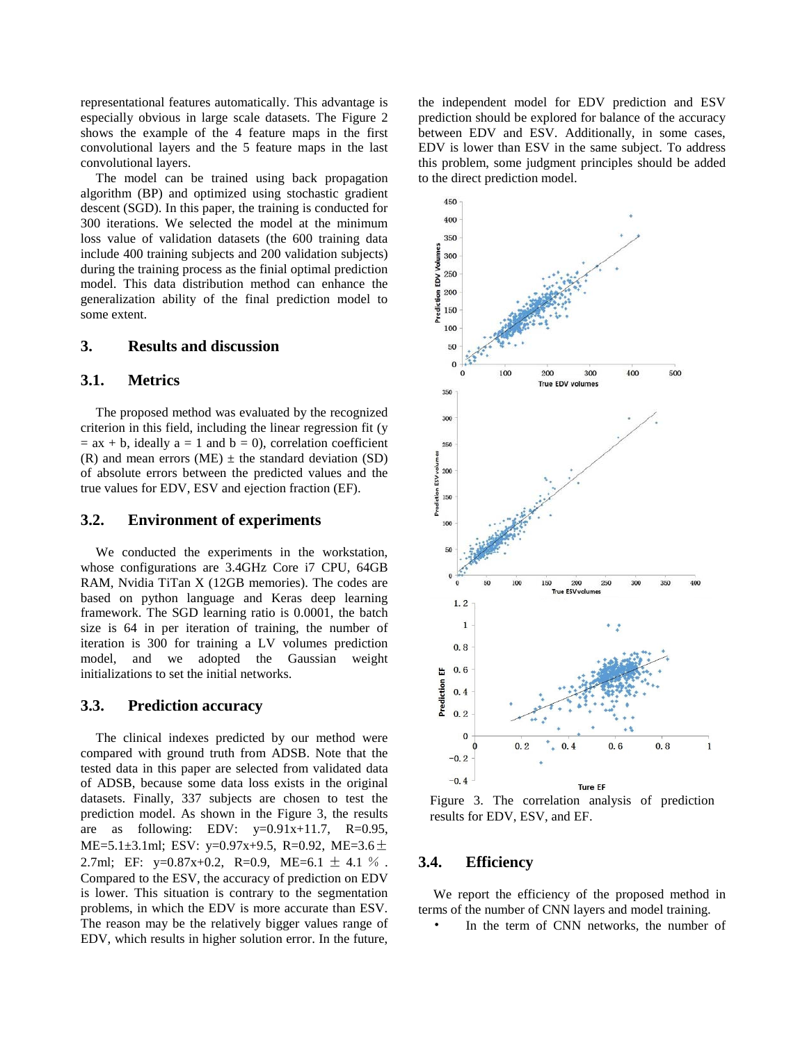representational features automatically. This advantage is especially obvious in large scale datasets. The Figure 2 shows the example of the 4 feature maps in the first convolutional layers and the 5 feature maps in the last convolutional layers.

The model can be trained using back propagation algorithm (BP) and optimized using stochastic gradient descent (SGD). In this paper, the training is conducted for 300 iterations. We selected the model at the minimum loss value of validation datasets (the 600 training data include 400 training subjects and 200 validation subjects) during the training process as the finial optimal prediction model. This data distribution method can enhance the generalization ability of the final prediction model to some extent.

## 3. Results and discussion

### 3.1. Metrics

The proposed method was evaluated by the recognized criterion in this field, including the linear regression fit ($y = ax + b$, ideally $a = 1$ and $b = 0$), correlation coefficient (R) and mean errors (ME) ± the standard deviation (SD) of absolute errors between the predicted values and the true values for EDV, ESV and ejection fraction (EF).

### 3.2. Environment of experiments

We conducted the experiments in the workstation, whose configurations are 3.4GHz Core i7 CPU, 64GB RAM, Nvidia TiTan X (12GB memories). The codes are based on python language and Keras deep learning framework. The SGD learning ratio is 0.0001, the batch size is 64 in per iteration of training, the number of iteration is 300 for training a LV volumes prediction model, and we adopted the Gaussian weight initializations to set the initial networks.

### 3.3. Prediction accuracy

The clinical indexes predicted by our method were compared with ground truth from ADSB. Note that the tested data in this paper are selected from validated data of ADSB, because some data loss exists in the original datasets. Finally, 337 subjects are chosen to test the prediction model. As shown in the Figure 3, the results are as following: EDV: $y=0.91x+11.7$, R=0.95, ME=5.1±3.1ml; ESV: $y=0.97x+9.5$, R=0.92, ME=3.6±2.7ml; EF: $y=0.87x+0.2$, R=0.9, ME=6.1 ± 4.1 %. Compared to the ESV, the accuracy of prediction on EDV is lower. This situation is contrary to the segmentation problems, in which the EDV is more accurate than ESV. The reason may be the relatively bigger values range of EDV, which results in higher solution error. In the future, the independent model for EDV prediction and ESV prediction should be explored for balance of the accuracy between EDV and ESV. Additionally, in some cases, EDV is lower than ESV in the same subject. To address this problem, some judgment principles should be added to the direct prediction model.

Figure 3. The correlation analysis of prediction results for EDV, ESV, and EF.

### 3.4. Efficiency

We report the efficiency of the proposed method in terms of the number of CNN layers and model training.

- In the term of CNN networks, the number of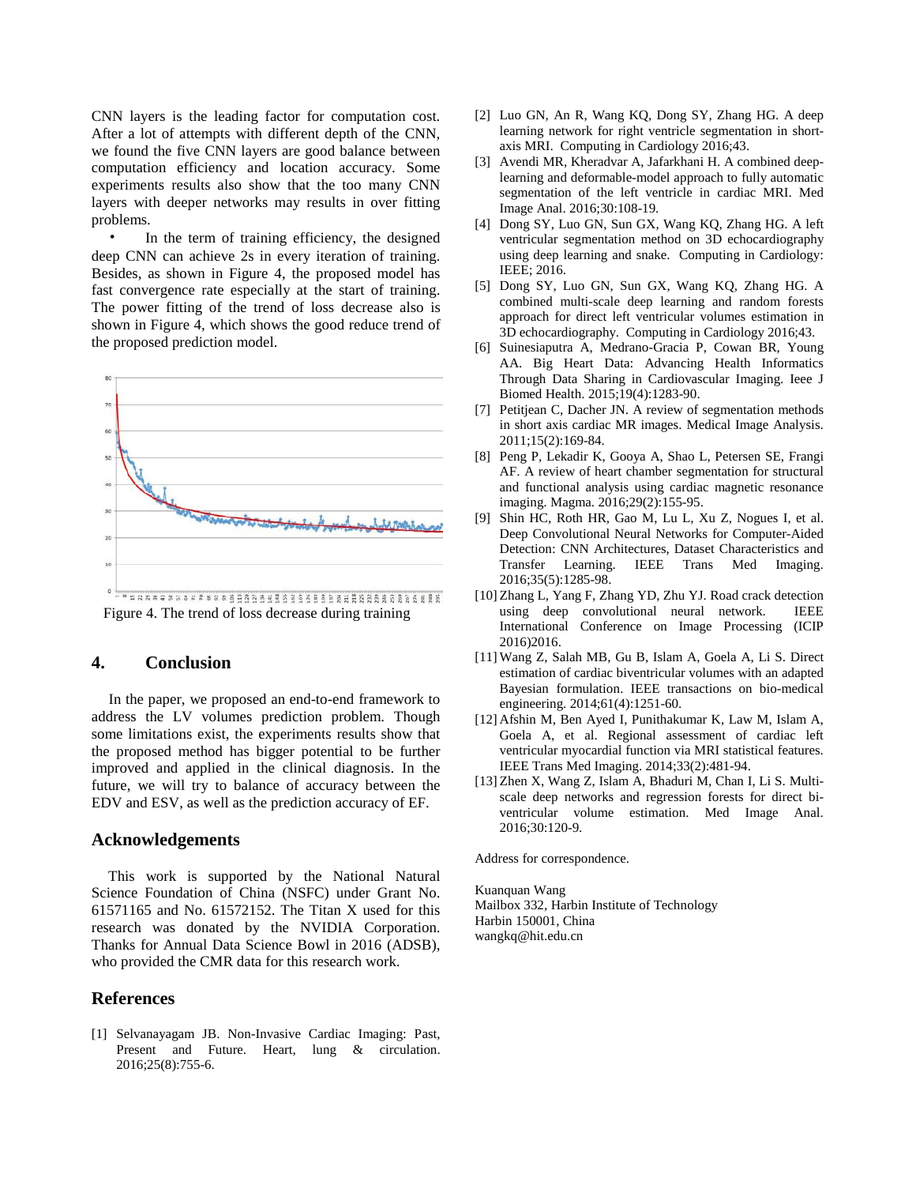CNN layers is the leading factor for computation cost. After a lot of attempts with different depth of the CNN, we found the five CNN layers are good balance between computation efficiency and location accuracy. Some experiments results also show that the too many CNN layers with deeper networks may results in over fitting problems.

- In the term of training efficiency, the designed deep CNN can achieve 2s in every iteration of training. Besides, as shown in Figure 4, the proposed model has fast convergence rate especially at the start of training. The power fitting of the trend of loss decrease also is shown in Figure 4, which shows the good reduce trend of the proposed prediction model.

80
70
60
50
40
30
20
10
0

Figure 4. The trend of loss decrease during training

## 4. Conclusion

In the paper, we proposed an end-to-end framework to address the LV volumes prediction problem. Though some limitations exist, the experiments results show that the proposed method has bigger potential to be further improved and applied in the clinical diagnosis. In the future, we will try to balance of accuracy between the EDV and ESV, as well as the prediction accuracy of EF.

## Acknowledgements

This work is supported by the National Natural Science Foundation of China (NSFC) under Grant No. 61571165 and No. 61572152. The Titan X used for this research was donated by the NVIDIA Corporation. Thanks for Annual Data Science Bowl in 2016 (ADSB), who provided the CMR data for this research work.

## References

[1] Selvanayagam JB. Non-Invasive Cardiac Imaging: Past, Present and Future. Heart, lung & circulation. 2016;25(8):755-6.

[2] Luo GN, An R, Wang KQ, Dong SY, Zhang HG. A deep learning network for right ventricle segmentation in short-axis MRI. Computing in Cardiology 2016;43.

[3] Avendi MR, Kheradvar A, Jafarkhani H. A combined deep-learning and deformable-model approach to fully automatic segmentation of the left ventricle in cardiac MRI. Med Image Anal. 2016;30:108-19.

[4] Dong SY, Luo GN, Sun GX, Wang KQ, Zhang HG. A left ventricular segmentation method on 3D echocardiography using deep learning and snake. Computing in Cardiology: IEEE; 2016.

[5] Dong SY, Luo GN, Sun GX, Wang KQ, Zhang HG. A combined multi-scale deep learning and random forests approach for direct left ventricular volumes estimation in 3D echocardiography. Computing in Cardiology 2016;43.

[6] Suinesiaputra A, Medrano-Gracia P, Cowan BR, Young AA. Big Heart Data: Advancing Health Informatics Through Data Sharing in Cardiovascular Imaging. Ieee J Biomed Health. 2015;19(4):1283-90.

[7] Petitjean C, Dacher JN. A review of segmentation methods in short axis cardiac MR images. Medical Image Analysis. 2011;15(2):169-84.

[8] Peng P, Lekadir K, Gooya A, Shao L, Petersen SE, Frangi AF. A review of heart chamber segmentation for structural and functional analysis using cardiac magnetic resonance imaging. Magma. 2016;29(2):155-95.

[9] Shin HC, Roth HR, Gao M, Lu L, Xu Z, Nogues I, et al. Deep Convolutional Neural Networks for Computer-Aided Detection: CNN Architectures, Dataset Characteristics and Transfer Learning. IEEE Trans Med Imaging. 2016;35(5):1285-98.

[10] Zhang L, Yang F, Zhang YD, Zhu YJ. Road crack detection using deep convolutional neural network. IEEE International Conference on Image Processing (ICIP 2016)2016.

[11] Wang Z, Salah MB, Gu B, Islam A, Goela A, Li S. Direct estimation of cardiac biventricular volumes with an adapted Bayesian formulation. IEEE transactions on bio-medical engineering. 2014;61(4):1251-60.

[12] Afshin M, Ben Ayed I, Punithakumar K, Law M, Islam A, Goela A, et al. Regional assessment of cardiac left ventricular myocardial function via MRI statistical features. IEEE Trans Med Imaging. 2014;33(2):481-94.

[13] Zhen X, Wang Z, Islam A, Bhaduri M, Chan I, Li S. Multi-scale deep networks and regression forests for direct bi-ventricular volume estimation. Med Image Anal. 2016;30:120-9.

Address for correspondence.

Kuanquan Wang
Mailbox 332, Harbin Institute of Technology
Harbin 150001, China
wangkq@hit.edu.cn